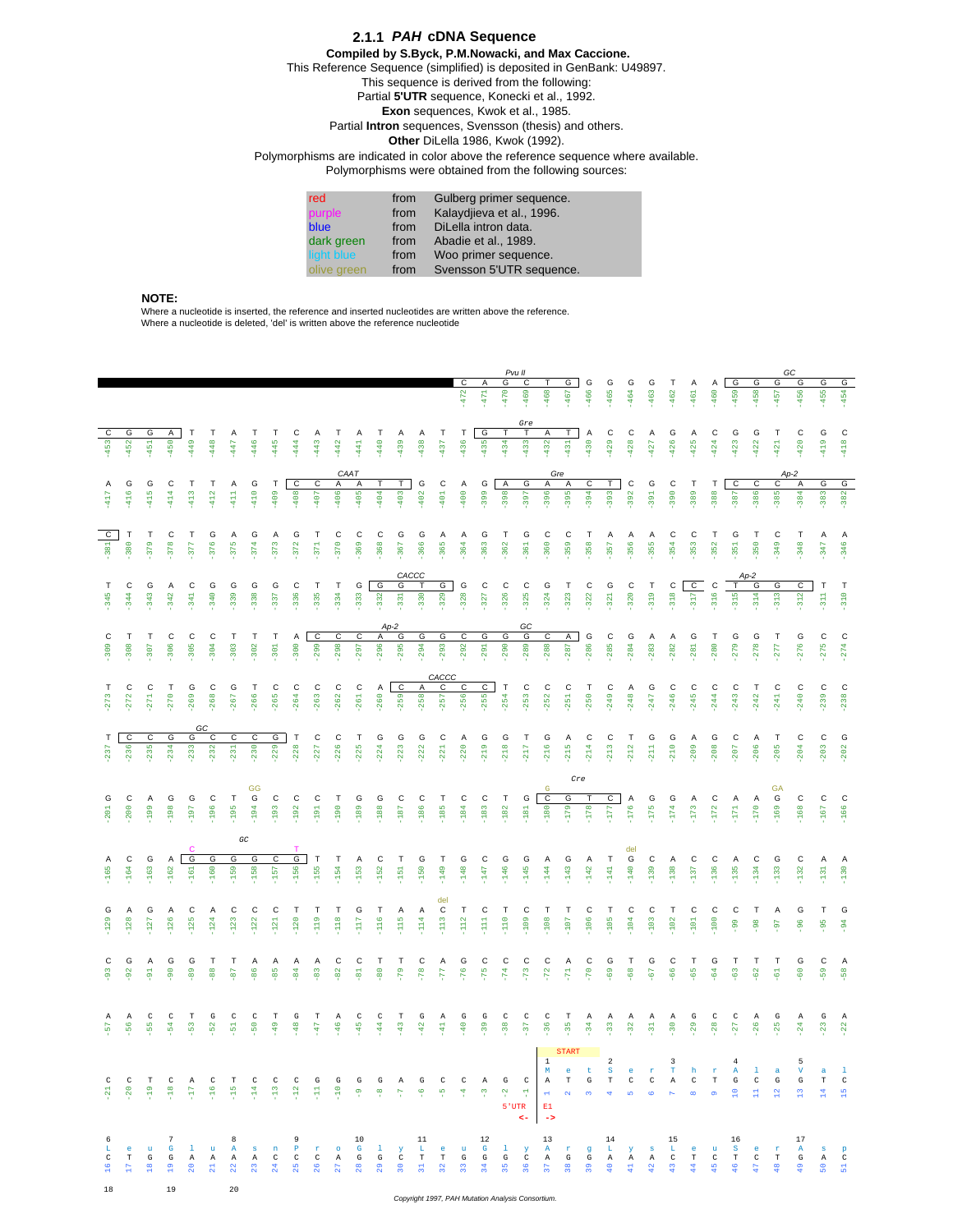### 2.1.1 *PAH* cDNA Sequence

**Compiled by S.Byck, P.M.Nowacki, and Max Caccione.**

This Reference Sequence (simplified) is deposited in GenBank: U49897.
This sequence is derived from the following:
Partial **5'UTR** sequence, Konecki et al., 1992.
**Exon** sequences, Kwok et al., 1985.
Partial **Intron** sequences, Svensson (thesis) and others.
**Other** DiLella 1986, Kwok (1992).
Polymorphisms are indicated in color above the reference sequence where available.
Polymorphisms were obtained from the following sources:

| | | |
|---|---|---|
| red | from | Gulberg primer sequence. |
| purple | from | Kalaydjieva et al., 1996. |
| blue | from | DiLella intron data. |
| dark green | from | Abadie et al., 1989. |
| light blue | from | Woo primer sequence. |
| olive green | from | Svensson 5'UTR sequence. |

**NOTE:**

Where a nucleotide is inserted, the reference and inserted nucleotides are written above the reference.
Where a nucleotide is deleted, 'del' is written above the reference nucleotide

```
Pvu II (-470 to -467); GC (-459 to -454)
-472 C  -471 A  -470 G  -469 C  -468 T  -467 G  -466 G  -465 G  -464 G  -463 G  -462 T  -461 A  -460 A  -459 G  -458 G  -457 G  -456 G  -455 G  -454 G

Gre (-435 to -431)
-453 C  -452 G  -451 G  -450 A  -449 T  -448 T  -447 A  -446 T  -445 T  -444 C  -443 A  -442 T  -441 A  -440 T  -439 A  -438 A  -437 T  -436 T  -435 G  -434 T  -433 T  -432 A  -431 T  -430 A  -429 C  -428 C  -427 A  -426 G  -425 A  -424 C  -423 G  -422 G  -421 T  -420 C  -419 G  -418 C

CAAT (-408 to -403); Gre (-398 to -393); Ap-2 (-387 to -381)
-417 A  -416 G  -415 G  -414 C  -413 T  -412 T  -411 A  -410 G  -409 T  -408 C  -407 C  -406 A  -405 A  -404 T  -403 T  -402 G  -401 C  -400 A  -399 G  -398 A  -397 G  -396 A  -395 A  -394 C  -393 T  -392 C  -391 G  -390 C  -389 T  -388 T  -387 C  -386 C  -385 C  -384 A  -383 G  -382 G

-381 C  -380 T  -379 T  -378 C  -377 T  -376 G  -375 A  -374 G  -373 A  -372 G  -371 T  -370 C  -369 C  -368 C  -367 G  -366 G  -365 A  -364 A  -363 G  -362 T  -361 G  -360 C  -359 C  -358 T  -357 A  -356 A  -355 A  -354 C  -353 C  -352 T  -351 G  -350 T  -349 C  -348 T  -347 A  -346 A

CACCC (-332 to -329); Ap-2 (-317 to -312)
-345 T  -344 C  -343 G  -342 A  -341 C  -340 G  -339 G  -338 G  -337 G  -336 C  -335 T  -334 T  -333 G  -332 G  -331 G  -330 T  -329 G  -328 G  -327 C  -326 C  -325 C  -324 G  -323 T  -322 C  -321 G  -320 C  -319 T  -318 C  -317 C  -316 C  -315 T  -314 G  -313 G  -312 C  -311 T  -310 T

Ap-2 (-299 to -287); GC (-290 to -287)
-309 C  -308 T  -307 T  -306 C  -305 C  -304 C  -303 T  -302 T  -301 T  -300 A  -299 C  -298 C  -297 C  -296 A  -295 G  -294 G  -293 G  -292 C  -291 G  -290 G  -289 G  -288 C  -287 A  -286 G  -285 C  -284 G  -283 A  -282 A  -281 G  -280 T  -279 G  -278 G  -277 T  -276 G  -275 C  -274 C

CACCC (-259 to -255)
-273 T  -272 C  -271 C  -270 T  -269 G  -268 C  -267 G  -266 T  -265 C  -264 C  -263 C  -262 C  -261 C  -260 A  -259 C  -258 A  -257 C  -256 C  -255 C  -254 T  -253 C  -252 C  -251 C  -250 T  -249 C  -248 A  -247 G  -246 C  -245 C  -244 C  -243 C  -242 T  -241 C  -240 C  -239 C  -238 C

GC (-236 to -229)
-237 T  -236 C  -235 G  -234 G  -233 G  -232 C  -231 C  -230 C  -229 G  -228 T  -227 C  -226 C  -225 T  -224 G  -223 G  -222 G  -221 C  -220 A  -219 G  -218 G  -217 T  -216 G  -215 A  -214 C  -213 C  -212 T  -211 G  -210 G  -209 A  -208 G  -207 C  -206 A  -205 T  -204 C  -203 C  -202 G

Cre (-180 to -177); polymorphisms: GG at -194, G at -180, GA at -169
-201 G  -200 C  -199 A  -198 G  -197 G  -196 C  -195 T  -194 G  -193 C  -192 C  -191 C  -190 T  -189 G  -188 G  -187 C  -186 C  -185 T  -184 C  -183 C  -182 T  -181 G  -180 C  -179 G  -178 T  -177 C  -176 A  -175 G  -174 G  -173 A  -172 C  -171 A  -170 A  -169 G  -168 C  -167 C  -166 C

GC (-161 to -156); polymorphisms: C at -161, T at -156, del at -140
-165 A  -164 C  -163 G  -162 A  -161 G  -160 G  -159 G  -158 G  -157 C  -156 G  -155 T  -154 T  -153 A  -152 C  -151 T  -150 G  -149 T  -148 G  -147 C  -146 G  -145 G  -144 A  -143 G  -142 A  -141 T  -140 G  -139 C  -138 A  -137 C  -136 C  -135 A  -134 C  -133 G  -132 C  -131 A  -130 A

polymorphism: del at -113
-129 G  -128 A  -127 G  -126 A  -125 C  -124 A  -123 C  -122 C  -121 C  -120 T  -119 T  -118 T  -117 G  -116 T  -115 A  -114 A  -113 C  -112 T  -111 C  -110 T  -109 C  -108 T  -107 T  -106 C  -105 T  -104 C  -103 C  -102 T  -101 C  -100 C  -99 C  -98 T  -97 A  -96 G  -95 T  -94 G

-93 C  -92 G  -91 A  -90 G  -89 G  -88 T  -87 T  -86 A  -85 A  -84 A  -83 A  -82 C  -81 C  -80 T  -79 T  -78 C  -77 A  -76 G  -75 C  -74 C  -73 C  -72 C  -71 A  -70 C  -69 G  -68 T  -67 G  -66 C  -65 T  -64 G  -63 T  -62 T  -61 T  -60 G  -59 C  -58 A

-57 A  -56 A  -55 C  -54 C  -53 T  -52 G  -51 C  -50 C  -49 T  -48 G  -47 T  -46 A  -45 C  -44 C  -43 T  -42 G  -41 A  -40 G  -39 G  -38 C  -37 C  -36 C  -35 T  -34 A  -33 A  -32 A  -31 A  -30 A  -29 G  -28 C  -27 C  -26 A  -25 G  -24 A  -23 G  -22 A

                                                                         START
                                                                         1        2        3        4        5
                                                                         Met      Ser      Thr      Ala      Val
-21 C  -20 C  -19 T  -18 C  -17 A  -16 C  -15 T  -14 C  -13 C  -12 C  -11 G  -10 G  -9 G  -8 G  -7 A  -6 G  -5 C  -4 C  -3 A  -2 G  -1 C | 1 A  2 T  3 G  4 T  5 C  6 C  7 A  8 C  9 T  10 G  11 C  12 G  13 G  14 T  15 C
                                                            5'UTR <-  |  E1 ->

6        7        8        9        10       11       12       13       14       15       16       17
Leu      Gly      Asn      Pro      Gly      Leu      Gly      Arg      Lys      Leu      Ser      Ser
16 C  17 T  18 G  19 G  20 A  21 A  22 A  23 A  24 C  25 C  26 C  27 A  28 G  29 G  30 C  31 T  32 T  33 G  34 G  35 G  36 C  37 A  38 G  39 G  40 A  41 A  42 A  43 C  44 T  45 C  46 T  47 C  48 T  49 G  50 A  51 C

18       19       20
```

Copyright 1997, PAH Mutation Analysis Consortium.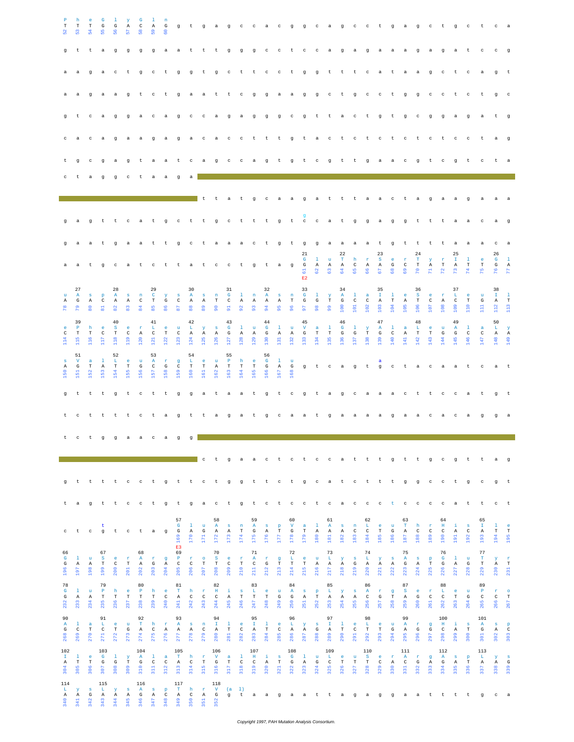P h e G l y G l n
T T T G G A C A G (52–60) g t g a g c c a c g g c a g c c t g a g c t g c t c a

g t t a g g g g a a t t t g g g c c t c c a g a g a a a a g a g a t c c g

a a g a c t g c t g g t g c t t c c t g g t t t c a t a a g c t c a g t

a a g a a g t c t g a a t t c g g a a g g c t g c c t g g c c c t c t g c

g t c a g g a c a g c c a g a g g g c g t t a c t g t g c g g a g a t g

c a c a g a a g a g a c a c c t t t g t a c t c t c t c t c t c c c t a g

t g c g a g t a a t c a g c c a g t g t c g t t g a a c g t c g t c t a

c t a g g c t a a g a ▬▬▬▬▬▬▬▬▬▬▬▬▬▬▬▬▬▬▬▬▬▬▬▬▬▬

▬▬▬▬▬▬▬▬▬▬▬ t t a t g c a a g a t t t a a c t a g a a a g a a a

g a g t t c a t g c t t g c t t t g t c [g] c a t g g a g g t t t a a c a g

g a a t g a a t t g c t a a a c t g t g g a a a a t g t t t t a a a c a

a a t g c a t c t t a t c c t g t a g

| Codon | Amino acid | Nucleotides | Positions |
|---|---|---|---|
| 21 (E2) | Glu | G A A | 61–63 |
| 22 | Thr | A C A | 64–66 |
| 23 | Ser | A G C | 67–69 |
| 24 | Tyr | T A T | 70–72 |
| 25 | Ile | A T T | 73–75 |
| 26 | Glu | G A A | 76–78 |
| 27 | Asp | G A C | 79–81 |
| 28 | Asn | A A C | 82–84 |
| 29 | Cys | T G C | 85–87 |
| 30 | Asn | A A T | 88–90 |
| 31 | Gln | C A A | 91–93 |
| 32 | Asn | A A T | 94–96 |
| 33 | Gly | G G T | 97–99 |
| 34 | Ala | G C C | 100–102 |
| 35 | Ile | A T A | 103–105 |
| 36 | Ser | T C A | 106–108 |
| 37 | Leu | C T G | 109–111 |
| 38 | Ile | A T C | 112–114 |
| 39 | Phe | T T C | 115–117 |
| 40 | Ser | T C A | 118–120 |
| 41 | Leu | C T C | 121–123 |
| 42 | Lys | A A A | 124–126 |
| 43 | Glu | G A A | 127–129 |
| 44 | Glu | G A A | 130–132 |
| 45 | Val | G T T | 133–135 |
| 46 | Gly | G G T | 136–138 |
| 47 | Ala | G C A | 139–141 |
| 48 | Leu | T T G | 142–144 |
| 49 | Ala | G C C | 145–147 |
| 50 | Lys | A A A | 148–150 |
| 51 | Val | G T A | 151–153 |
| 52 | Leu | T T G | 154–156 |
| 53 | Arg | C G C | 157–159 |
| 54 | Leu | T T A | 160–162 |
| 55 | Phe | T T T | 163–165 |
| 56 | Glu | G A G | 166–168 |

g t c a g t [a] g c t a c a a a t c a t

g t t t g t c t t g g a t a a t g t c g t a g c a a a a c t t c c a t g t

t c t t t t c t a g t t a g a t g c a a t g a a a a g a a c a c a g g a

t c t g g a a c a g g ▬▬▬▬▬▬▬▬▬▬▬▬▬▬▬▬▬▬▬▬▬▬▬▬▬▬

▬▬▬▬▬▬▬▬▬▬▬ c t g a a c t c t c c a t t t g t t g c g t t a g

g t t t t c c t g t t c t g g t t c t g c a t c t t t g g c c t g c g t

t a g t t c c t g t g a c t g t c t c c t c a c c c t c c c c a t t c t

c t c [t] g t c t a g

| Codon | Amino acid | Nucleotides | Positions |
|---|---|---|---|
| 57 (E3) | Glu | G A G | 169–171 |
| 58 | Asn | A A T | 172–174 |
| 59 | Asp | G A T | 175–177 |
| 60 | Val | G T A | 178–180 |
| 61 | Asn | A A C | 181–183 |
| 62 | Leu | C T G | 184–186 |
| 63 | Thr | A C C | 187–189 |
| 64 | His | C A C | 190–192 |
| 65 | Ile | A T T | 193–195 |
| 66 | Glu | G A A | 196–198 |
| 67 | Ser | T C T | 199–201 |
| 68 | Arg | A G A | 202–204 |
| 69 | Pro | C C T | 205–207 |
| 70 | Ser | T C T | 208–210 |
| 71 | Arg | C G T | 211–213 |
| 72 | Leu | T T A | 214–216 |
| 73 | Lys | A A G | 217–219 |
| 74 | Lys | A A A | 220–222 |
| 75 | Asp | G A T | 223–225 |
| 76 | Glu | G A G | 226–228 |
| 77 | Tyr | T A T | 229–231 |
| 78 | Glu | G A A | 232–234 |
| 79 | Phe | T T C | 235–237 |
| 80 | Phe | T T C | 238–240 |
| 81 | Thr | A C C | 241–243 |
| 82 | His | C A T | 244–246 |
| 83 | Leu | T T G | 247–249 |
| 84 | Asp | G A T | 250–252 |
| 85 | Lys | A A A | 253–255 |
| 86 | Arg | C G T | 256–258 |
| 87 | Ser | A G C | 259–261 |
| 88 | Leu | C T G | 262–264 |
| 89 | Pro | C C T | 265–267 |
| 90 | Ala | G C T | 268–270 |
| 91 | Leu | C T G | 271–273 |
| 92 | Thr | A C A | 274–276 |
| 93 | Asn | A A C | 277–279 |
| 94 | Ile | A T C | 280–282 |
| 95 | Ile | A T C | 283–285 |
| 96 | Lys | A A G | 286–288 |
| 97 | Ile | A T C | 289–291 |
| 98 | Leu | C T G | 292–294 |
| 99 | Arg | A G G | 295–297 |
| 100 | His | C A T | 298–300 |
| 101 | Asp | G A C | 301–303 |
| 102 | Ile | A T T | 304–306 |
| 103 | Gly | G G T | 307–309 |
| 104 | Ala | G C C | 310–312 |
| 105 | Thr | A C C | 313–315 |
| 106 | Val | G T C | 316–318 |
| 107 | His | C A T | 319–321 |
| 108 | Glu | G A G | 322–324 |
| 109 | Leu | C T T | 325–327 |
| 110 | Ser | T C A | 328–330 |
| 111 | Arg | C G A | 331–333 |
| 112 | Asp | G A T | 334–336 |
| 113 | Lys | A A G | 337–339 |
| 114 | Lys | A A G | 340–342 |
| 115 | Lys | A A A | 343–345 |
| 116 | Asp | G A C | 346–348 |
| 117 | Thr | A C A | 349–351 |
| 118 | V(al) | G | 352 |

g t a a g a a a t t a g a g g a a a t t t t g c a

Copyright 1997, PAH Mutation Analysis Consortium.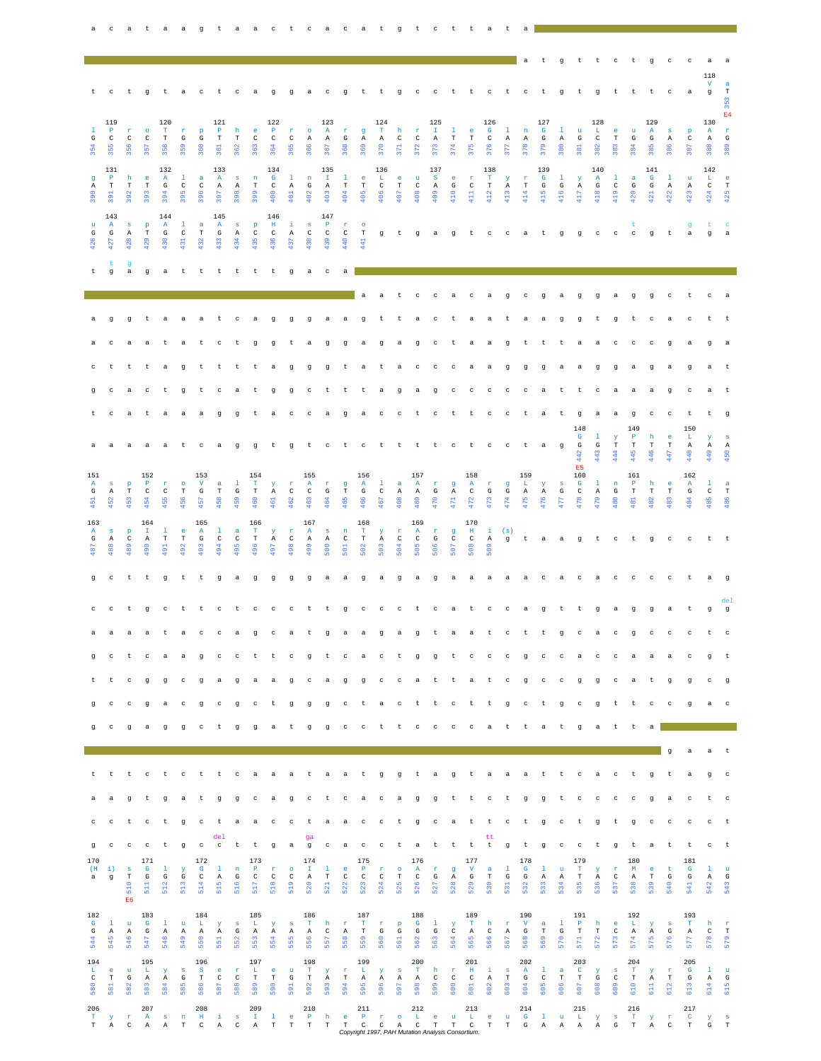```
a c a t a a g t a a c t c a c a t g t c t t a t a ████████████
████████████████████████████████ a t g t t c t g c c a a
t c t g t a c t c a g g a c g t t g c c t t c t c t g t g t t t c a g  118 V (a g T 353) E4

119 Pro  120 Trp  121 Phe  122 Pro  123 Arg  124 Thr  125 Ile  126 Gln  127 Glu  128 Leu  129 Asp  130 Arg
G C C C T G G T T C C C A A G A A C C A T T C A A G A G C T G G A C A G
354 ............................................................... 389

131 Phe  132 Ala  133 Asn  134 Gln  135 Ile  136 Leu  137 Ser  138 Tyr  139 Gly  140 Ala  141 Glu  142 Leu
A T T T G C C A A T C A G A T T C T C A G C T A T G G A G C G G A A C T
390 ............................................................... 425

143 Asp  144 Ala  145 Asp  146 His  147 Pro
G G A T G C T G A C C A C C C T  g t g a g t c c a t g g c c c g t a g a
426 ......................... 441                     t        g t c

  t g
t g a g a t t t t t t g a c a ██████████████████████████████████
██████████████████████████████ a a t c c a c a g c g a g g g a g g g c t c a
a g g t a a a a t c a g g g a a g t t a c t a a t a a g g t g t c a c t t
a c a a t a t c t g g t a g g a g a g c t a a g t t t a a c c c g a g a
c t t t a g t t t t a g g g g t a t a c c c a a g g g g a a g g a g a g a t
g c a c t g t c a t g g c t t t a g a g c c c c c a t t c a a a g c a t
t c a t a a a a g g t a c c a g a c c t c t t c c t a t g a a g c c t t g

                                                        148 Gly  149 Phe  150 Lys
a a a a a t c a g g t g t c t c t t t t c t c c t a g    G G T T T C A A A
                                                        442 (E5) ........ 450

151 Asp  152 Pro  153 Val  154 Tyr  155 Arg  156 Ala  157 Arg  158 Arg  159 Lys  160 Gln  161 Phe  162 Ala
G A T C C T G T G T A C C G T G C A A G A C G G A A G C A G T T T G C T
451 ............................................................... 486

163 Asp  164 Ile  165 Ala  166 Tyr  167 Asn  168 Tyr  169 Arg  170 His (s)
G A C A T T G C C T A C A A C T A C C G C C A g  t a a g t c t g c c t t
487 ........................................ 509

g c t t g t t g a g g g g g a a g a g a g a a a a a c a c a c c c c t a g
                                                                      del
c c t g c t t c t c c c t t g c c c t c a t c c a g t t g a g g a t g g
a a a a t a c c a g c a t g a a g a g t a a t c t t g c a c g c c t c
g c t c a a g c c t t c g t c a c t g g t c c c g c c a c c a a a c g t
t t c g g c g a g a a g c a g g c c a t t a t c g c c g g c a t g g c g
g c c g a c g c g c t g g g g c t a c t t c t t g c t g c g t t c c g a c
g c g a g g g c t g g a t g g c c t t c c c c c a t t a t g a t t a ████
████████████████████████████████████████████████████████████ g a a t
t t t c t c t t t c a a a t a a t g g t a g t a a a t t c a c t g t a g c
a a g t g a t g g c a g c t c a c a g g t t c t g g t c c c c g a c t c
c c t c t g c t a a c c t a a c c t g c a t t c t g c t g t g c c c c t
              del         ga                  tt
g c c c t g c c t t g a g c a c c t a t t t t g t g c c t g t a t t c t

170 (His)  171 Gly  172 Gln  173 Pro  174 Ile  175 Pro  176 Arg  177 Val  178 Glu  179 Tyr  180 Met  181 Glu
a g T G G G C A G C C C A T C C C C C G A G T G G A A T A C A T G G A G
    510 (E6) ....................................................... 543

182 Glu  183 Glu  184 Lys  185 Lys  186 Thr  187 Trp  188 Gly  189 Thr  190 Val  191 Phe  192 Lys  193 Thr
G A A G A A A A G A A A A C A T G G G G C A C A G T G T T C A A G A C T
544 ............................................................... 579

194 Leu  195 Lys  196 Ser  197 Leu  198 Tyr  199 Lys  200 Thr  201 His  202 Ala  203 Cys  204 Tyr  205 Glu
C T G A A G T C C T T G T A T A A A A C C C A T G C T T G C T A T G A G
580 ............................................................... 615

206 Tyr  207 Asn  208 His  209 Ile  210 Phe  211 Pro  212 Leu  213 Leu  214 Glu  215 Lys  216 Tyr  217 Cys
T A C A A T C A C A T T T T T C C A C T T C T T G A A A A G T A C T G T
```

Copyright 1997, PAH Mutation Analysis Consortium.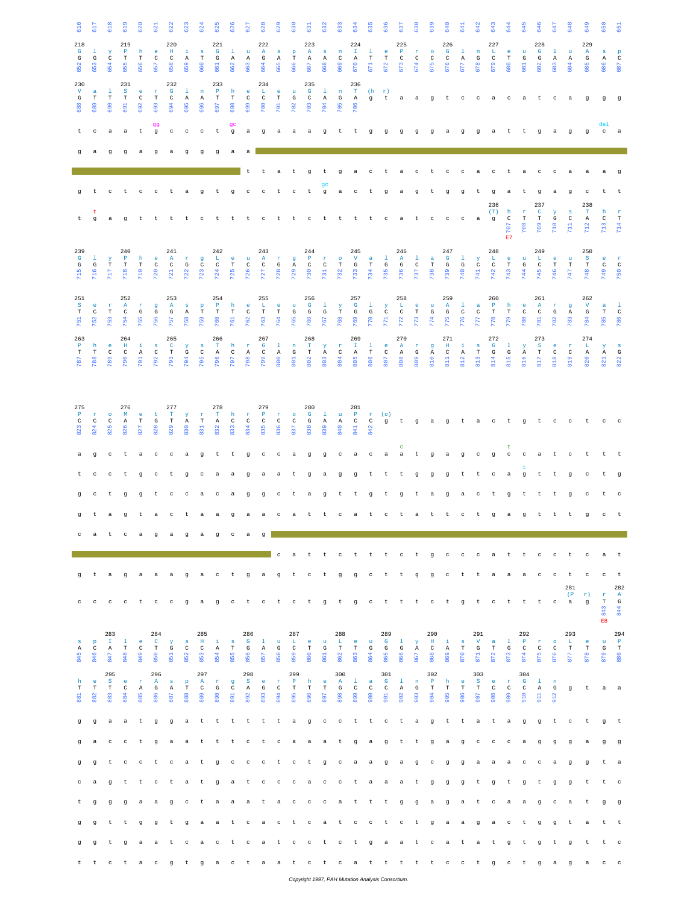```
616 617 618 619 620 621 622 623 624 625 626 627 628 629 630 631 632 633 634 635 636 637 638 639 640 641 642 643 644 645 646 647 648 649 650 651

218     219     220     221     222     223     224     225     226     227     228     229
G l y   P h e   H i s   G l u   A s p   A s n   I l e   P r o   G l n   L e u   G l u   A s p
G G C   T T C   C A T   G A A   G A T   A A C   A T T   C C C   C A G   C T G   G A A   G A C
652-687

230     231     232     233     234     235     236
V a l   S e r   G l n   P h e   L e u   G l n   T (h r)
G T T   T C T   C A A   T T C   C T G   C A G   A g t   a a g t c c a c a t c a g g g
688-706

          gg          gc                                               del
t c a a t g c c c c t g a g a a a a g t t g g g g g a g g a t t g a g g c a

g a g g a g a g g g a a [==============================================]

[==========================] t t a t g t g a c t a c t c c a c t a c c a a a g

                                gc
g t c t c c t a g t g c c t c t g a c t g a g t g g t g a t g a g c t t

  t                                                             236      237     238
t g a g t t t t c t t t c t t c t t t t t c a t c c c a g       (T) h r  C y s   T h r
                                                                g   C    T G C   A C T
                                                                    707  708-714
                                                                    E7

239     240     241     242     243     244     245     246     247     248     249     250
G l y   P h e   A r g   L e u   A r g   P r o   V a l   A l a   G l y   L e u   L e u   S e r
G G T   T T C   C G C   C T C   A G A   C C T   G T G   G C C   G G C   C T G   C T T   T C C
715-750

251     252     253     254     255     256     257     258     259     260     261     262
S e r   A r g   A s p   P h e   L e u   G l y   G l y   L e u   A l a   P h e   A r g   V a l
T C T   C G G   G A T   T T C   T T G   G G T   G G C   C T G   G C C   T T C   C G C   G T C
751-786

263     264     265     266     267     268     269     270     271     272     273     274
P h e   H i s   C y s   T h r   G l n   T y r   I l e   A r g   H i s   G l y   S e r   L y s
T T C   C A C   T G C   A C A   C A G   T A C   A T C   A G A   C A T   G G A   T C C   A A G
787-822

275     276     277     278     279     280     281
P r o   M e t   T y r   T h r   P r o   G l u   P r (o)
C C C   A T G   T A T   A C C   C C C   G A A   C C T g   t g a g t a c t g t c c t c c
823-842

                                            c               t
a g c t a c c a g t t g c c a g g c a c a a t g a g c g c c a t c t t t

                                                            t
t c c t g c t g c a a g a a a t g a g g t t t g g g t t c a g t t g c t g

g c t g g t c c a c a g g c t a g t t g t g t a g a c t g t t t g c t c

g t a g t a c t a a g a a a c a t t c a t c t a t t c t g a g t t t g c t

c a t c a g a g a g c a g [=============================================]

[==========================] c a t t c t t t c t g c c c a t t c c t c a t

g t a g a a a g a c t g a g t c t g g c t t g g c t t a a a c c t c c t

                                                         281     282
                                                         (P r) r A
c c c c t c c g a g c t c t c t g t g c t t t c t g t c t t t c a g   T G
                                                                 843 844
                                                                 E8

    283     284     285     286     287     288     289     290     291     292     293     294
s p I l e   C y s   H i s   G l u   L e u   L e u   G l y   H i s   V a l   P r o   L e u   P
A C A T C   T G C   C A T   G A G   C T G   C T G   G G A   C A T   G T G   C C C   T T G   T
845-880

    295     296     297     298     299     300     301     302     303     304
h e S e r   A s p   A r g   S e r   P h e   A l a   G l n   P h e   S e r   G l n
T T T C A   G A T   C G C   A G C   T T T   G C C   C A G   T T T   T C C   C A G   g t a a
881-912

g g a a t g g a t t t t t t a g c c t t c t a g t t a t a g g t c t g t

g a c c t g a a t t t c t c a a a t g a g t t g a g c c c a g g g a g g

g g t c c t c a t g c c c t c t g c a a g a g c g g a a a c c a g g t a

c a g t t c t a t g a t c c c a c c t a a a t g g g t g t g t g g t t c

t g g g a a g c t a a a t a c c c a t t t g g a g a t c a a g c a t g g

g g t t g g t g a a t c a c t c a t c c t c t g a a g a c t g g t a t t

g g t g a a t c a c c a t c c t c t g a a t c a t a t g t g t g t t c

t t c t a c g t g a c t a a a t c t c a t t t t t t c c c t g c t g a g a c c
```

Copyright 1997, PAH Mutation Analysis Consortium.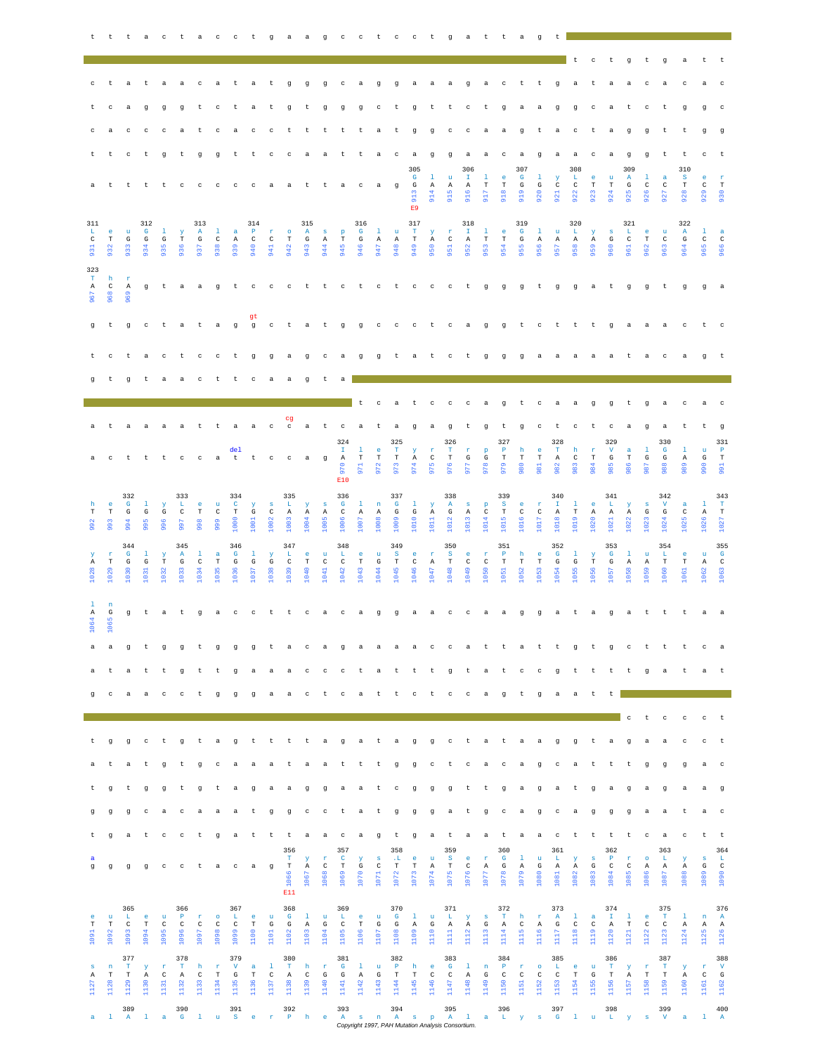```
t t t a c t a c c t g a a g c c t c c t g a t t a g t [====]
[====] t c t g t g a t t
c t a t a a c a t a t g g g c a g g a a a g a c t t g a t a a c a c a c
t c a g g g t c t a t g t g g g c t g t t c t g a a g g c a t c t g g c
c a c c c a t c a c c t t t t t a t g g c c a a g t a c t a g g t t g g
t t c t g t g g t t c a a t t a c a g g a a c a g a a c a g g t t c t
a t t t t c c c c c a a t t a c a g

E9
305 Glu GAA (913-915)   306 Ile ATT (916-918)   307 Gly GGC (919-921)
308 Leu CTT (922-924)   309 Ala GCC (925-927)   310 Ser TCT (928-930)
311 Leu CTG (931-933)   312 Gly GGT (934-936)   313 Ala GCA (937-939)
314 Pro CCT (940-942)   315 Asp GAT (943-945)   316 Glu GAA (946-948)
317 Tyr TAC (949-951)   318 Ile ATT (952-954)   319 Glu GAA (955-957)
320 Lys AAG (958-960)   321 Leu CTC (961-963)   322 Ala GCC (964-966)
323 Thr ACA (967-969)

g t a a g t c c c t t c t c t c c c c t g g g t g g a t g g t g g a
                 gt
g t g c t a t a g g c t a t g g c c c t c a g g t c t t t g a a a c t c
t c t a c t c c t g g a g c a g g t a t c t g g g a a a a a t a c a g t
g t g t a a c t t c a a g t a [====]
[====] t c a t c c c a g t c a a g g t g a c a c
                     cg
a t a a a a t t a a c c a t c a t a g a g t g t g c t c t c a g a t t g
                 del
a c t t t c c a t t c c a g

E10
324 Ile ATT (970-972)   325 Tyr TAC (973-975)   326 Trp TGG (976-978)
327 Phe TTT (979-981)   328 Thr ACT (982-984)   329 Val GTG (985-987)
330 Glu GAG (988-990)   331 Phe TTT (991-993)   332 Gly GGG (994-996)
333 Leu CTC (997-999)   334 Cys TGC (1000-1002) 335 Lys AAA (1003-1005)
336 Gln CAA (1006-1008) 337 Gly GGA (1009-1011) 338 Asp GAC (1012-1014)
339 Ser TCC (1015-1017) 340 Ile ATT (1018-1020) 341 Lys AAG (1021-1023)
342 Ala GCA (1024-1026) 343 Tyr TAT (1027-1029) 344 Gly GGG (1030-1032)
345 Ala GCT (1033-1035) 346 Gly GGG (1036-1038) 347 Leu CTC (1039-1041)
348 Leu CTG (1042-1044) 349 Ser TCA (1045-1047) 350 Ser TCC (1048-1050)
351 Phe TTT (1051-1053) 352 Gly GGT (1054-1056) 353 Glu GAA (1057-1059)
354 Leu TTA (1060-1062) 355 Gln CAG (1063-1065)

g t a t g a c c t t c a c a g g a a c c a a g g a t a g a t t t a a
a a g t g g t g g g t a c a g a a a a c c a t t a t t g t g c t t t c a
a t a t t g t t g a a a c c c t a t t t g t a t c c g t t t t g a t a t
g c a a c c t g g g a a c t c a t t c t c c a g t g a a t t [====]
[====] c t c c c t
t g g c t g t a g t t t t a g a t a g g c t a t a a g g t a g a a c c t
a t a t g t g c a a a t a a t t t g g c t c a c a g c a t t t g g g a c
t g t g g t g t a g a a g g a a t c g g g t t g a g a t g a g a g a a g
g g g c a c a a a t g g c c t a t g g g a t g c a g c a g g g g a a t a c
t g a t c c t g a t t t a a c a g t g a t a a t a a c t t t t t c a c t t
a
g g g g c c t a c a g

E11
356 Tyr TAC (1066-1068) 357 Cys TGC (1069-1071) 358 Leu TTA (1072-1074)
359 Ser TCC (1075-1077) 360 Glu GAA (1078-1080) 361 Lys AAG (1081-1083)
362 Pro CCA (1084-1086) 363 Lys AAG (1087-1089) 364 Leu CTT (1090-1092)
365 Leu CTC (1093-1095) 366 Pro CCC (1096-1098) 367 Leu CTG (1099-1101)
368 Glu GAG (1102-1104) 369 Leu CTG (1105-1107) 370 Glu GAG (1108-1110)
371 Lys AAG (1111-1113) 372 Thr ACA (1114-1116) 373 Ala GCA (1117-1119)
374 Ile ATC (1120-1122) 375 Thr ACA (1123-1125) 376 Asn AAT (1126-1128)
377 Tyr TAC (1129-1131) 378 Thr ACT (1132-1134) 379 Val GTG (1135-1137)
380 Thr ACG (1138-1140) 381 Glu GAG (1141-1143) 382 Phe TTC (1144-1146)
383 Gln CAG (1147-1149) 384 Pro CCC (1150-1152) 385 Leu CTG (1153-1155)
386 Tyr TAT (1156-1158) 387 Tyr TAC (1159-1161) 388 Val G (1162)

389 Ala  390 Glu  391 Ser  392 Phe  393 Asn  394 Asp  395 Ala  396 Lys  397 Glu  398 Lys  399 Val  400 A
```

Copyright 1997, PAH Mutation Analysis Consortium.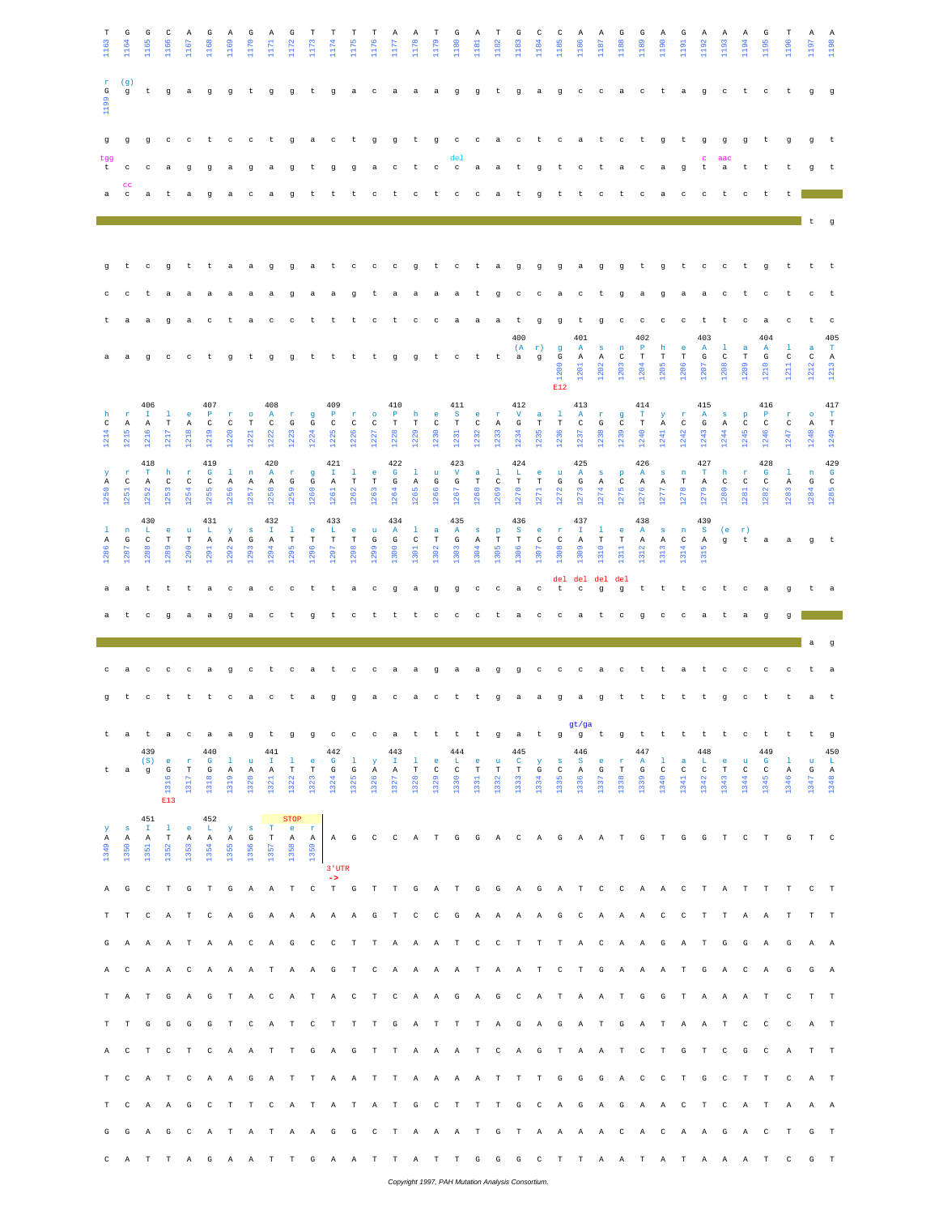```
T   G   G   C   A   G   A   G   A   G   T   T   T   T   A   A   T   G   A   T   G   C   C   A   A   G   G   A   G   A   A   A   G   T   A   A
1163 1164 1165 1166 1167 1168 1169 1170 1171 1172 1173 1174 1175 1176 1177 1178 1179 1180 1181 1182 1183 1184 1185 1186 1187 1188 1189 1190 1191 1192 1193 1194 1195 1196 1197 1198

r  (g)
G   g   t   g   a   g   g   t   g   g   t   g   a   c   a   a   a   g   g   t   g   a   g   c   c   a   c   t   a   g   c   t   c   t   g   g
1199

g   g   g   c   c   t   c   c   t   g   a   c   t   g   g   t   g   c   c   a   c   t   c   a   t   c   t   g   t   g   g   g   t   g   g   t

tgg                                         del                                              c       aac
t   c   c   a   g   g   a   g   a   g   t   g   g   a   c   t   c   c   a   a   t   g   t   c   t   a   c   a   g   t   a   t   t   t   g   t

    cc
a   c   a   t   a   g   a   c   a   g   t   t   t   c   t   c   t   c   c   a   t   g   t   t   t   c   t   c   a   c   c   t   c   t   t

                                                                                                                                    t   g

g   t   c   g   t   t   a   a   g   g   a   t   c   c   c   g   t   c   t   a   g   g   g   a   g   g   t   g   t   c   c   t   g   t   t   t

c   c   t   a   a   a   a   a   a   g   a   a   g   t   a   a   a   a   t   g   c   c   a   c   t   g   a   g   a   a   c   t   c   t   c   t

t   a   a   g   a   c   t   a   c   c   t   t   t   c   t   c   c   a   a   a   t   g   g   t   g   c   c   c   c   t   t   c   a   c   t   c

                                                                     400          401          402          403          404          405
                                                                     (A   r)   g   A   s   n   P   h   e   A   l   a   A   l   a   T
a   a   g   c   c   t   g   t   g   g   t   t   t   t   g   g   t   c   t   t   t   a   g   G   A   A   C   T   T   T   G   C   T   G   C   C   A
                                                                             1200 1201 1202 1203 1204 1205 1206 1207 1208 1209 1210 1211 1212 1213
                                                                             E12

    406          407          408          409          410          411          412          413          414          415          416          417
h   r   I   l   e   P   r   o   A   r   g   P   r   o   P   h   e   S   e   r   V   a   l   A   r   g   T   y   r   A   s   p   P   r   o   T
C   A   A   T   A   C   C   T   C   G   G   C   C   C   T   T   C   T   C   A   G   T   T   G   C   G   T   A   C   G   A   C   C   C   T   T
1214 1215 1216 1217 1218 1219 1220 1221 1222 1223 1224 1225 1226 1227 1228 1229 1230 1231 1232 1233 1234 1235 1236 1237 1238 1239 1240 1241 1242 1243 1244 1245 1246 1247 1248 1249

    418          419          420          421          422          423          424          425          426          427          428          429
y   r   T   h   r   G   l   n   A   r   g   I   l   e   G   l   u   V   a   l   L   e   u   A   s   p   A   s   n   T   h   r   G   l   n   G
A   C   A   C   C   C   A   A   A   G   G   A   T   T   G   A   G   G   T   C   T   T   G   G   A   C   A   A   C   A   C   C   C   A   G   C
1250 1251 1252 1253 1254 1255 1256 1257 1258 1259 1260 1261 1262 1263 1264 1265 1266 1267 1268 1269 1270 1271 1272 1273 1274 1275 1276 1277 1278 1279 1280 1281 1282 1283 1284 1285

    430          431          432          433          434          435          436          437          438          439
l   n   L   e   u   L   y   s   I   l   e   L   e   u   A   l   a   A   s   p   S   e   r   I   l   e   A   s   n   S   (e   r)
A   G   C   T   T   A   A   G   A   T   T   T   T   G   G   C   T   G   A   T   T   C   C   A   T   T   A   A   C   A   g   t   a   a   g   t
1286 1287 1288 1289 1290 1291 1292 1293 1294 1295 1296 1297 1298 1299 1300 1301 1302 1303 1304 1305 1306 1307 1308 1309 1310 1311 1312 1313 1314 1315

                                                                                      del del del del
a   a   t   t   t   a   c   a   c   c   t   t   a   c   g   a   g   g   c   c   a   c   t   c   g   g   t   t   t   c   t   c   a   g   t   a

a   t   c   g   a   a   g   a   c   t   g   t   c   t   t   t   c   c   c   t   a   c   c   a   t   c   g   c   c   a   t   a   g   g

                                                                                                                                    a   g

c   a   c   c   c   a   g   c   t   c   a   t   c   c   a   a   g   a   a   g   g   c   c   c   a   c   t   t   a   t   c   c   c   c   t   a

g   t   c   t   t   t   c   a   c   t   a   g   g   a   c   a   c   t   t   g   a   a   g   a   g   t   t   t   t   t   g   c   t   t   a   t

                                                                                 gt/ga
t   a   t   a   c   a   a   g   t   g   g   c   c   c   a   t   t   t   g   a   t   g   g   t   g   t   t   t   t   c   t   t   t   t   g

    439          440          441          442          443          444          445          446          447          448          449          450
    (S)  e   r   G   l   u   I   l   e   G   l   y   I   l   e   L   e   u   C   y   s   S   e   r   A   l   a   L   e   u   G   l   u   L
t   a   g   G   T   G   A   A   A   T   T   G   G   A   A   T   C   C   T   T   T   G   C   A   G   T   G   C   A   C   T   C   C   G   A   G   A
            1316 1317 1318 1319 1320 1321 1322 1323 1324 1325 1326 1327 1328 1329 1330 1331 1332 1333 1334 1335 1336 1337 1338 1339 1340 1341 1342 1343 1344 1345 1346 1347 1348
            E13

    451          452          STOP
y   s   I   l   e   L   y   s   T   e   r
A   A   A   T   A   A   A   G   T   A   A  |  A   G   C   C   A   T   G   G   A   C   A   G   A   A   T   G   T   G   G   T   C   T   G   T   C
1349 1350 1351 1352 1353 1354 1355 1356 1357 1358 1359
                                           3'UTR
                                           ->
A   G   C   T   G   T   G   A   A   T   C   T   G   T   T   G   A   T   G   G   A   G   A   T   C   C   A   A   C   T   A   T   T   T   C   T

T   T   C   A   T   C   A   G   A   A   A   A   A   G   T   C   C   G   A   A   A   A   G   C   A   A   A   C   C   T   T   A   A   T   T   T

G   A   A   A   T   A   A   C   A   G   C   C   T   T   A   A   A   T   C   C   T   T   T   A   C   A   A   G   A   T   G   G   A   G   A   A

A   C   A   A   C   A   A   A   T   A   A   G   T   C   A   A   A   A   T   A   A   T   C   T   G   A   A   A   T   G   A   C   A   G   G   A

T   A   T   G   A   G   T   A   C   A   T   A   C   T   C   A   A   G   A   G   C   A   T   A   A   T   G   G   T   A   A   A   T   C   T   T

T   T   G   G   G   G   T   C   A   T   C   T   T   T   G   A   T   T   T   A   G   A   G   A   T   G   A   T   A   A   T   C   C   C   A   T

A   C   T   C   T   C   A   A   T   T   G   A   G   T   T   A   A   A   T   C   A   G   T   A   A   T   C   T   G   T   C   G   C   A   T   T

T   C   A   T   C   A   A   G   A   T   T   A   A   T   T   A   A   A   A   T   T   T   G   G   G   A   C   C   T   G   C   T   T   C   A   T

T   C   A   A   G   C   T   T   C   A   T   A   T   A   T   G   C   T   T   T   G   C   A   G   A   G   A   A   C   T   C   A   T   A   A   A

G   G   A   G   C   A   T   A   T   A   A   G   G   C   T   A   A   A   T   G   T   A   A   A   A   C   A   C   A   A   G   A   C   T   G   T

C   A   T   T   A   G   A   A   T   T   G   A   A   T   T   A   T   T   G   G   G   C   T   T   A   A   T   A   T   A   A   A   T   C   G   T
```

Copyright 1997, PAH Mutation Analysis Consortium.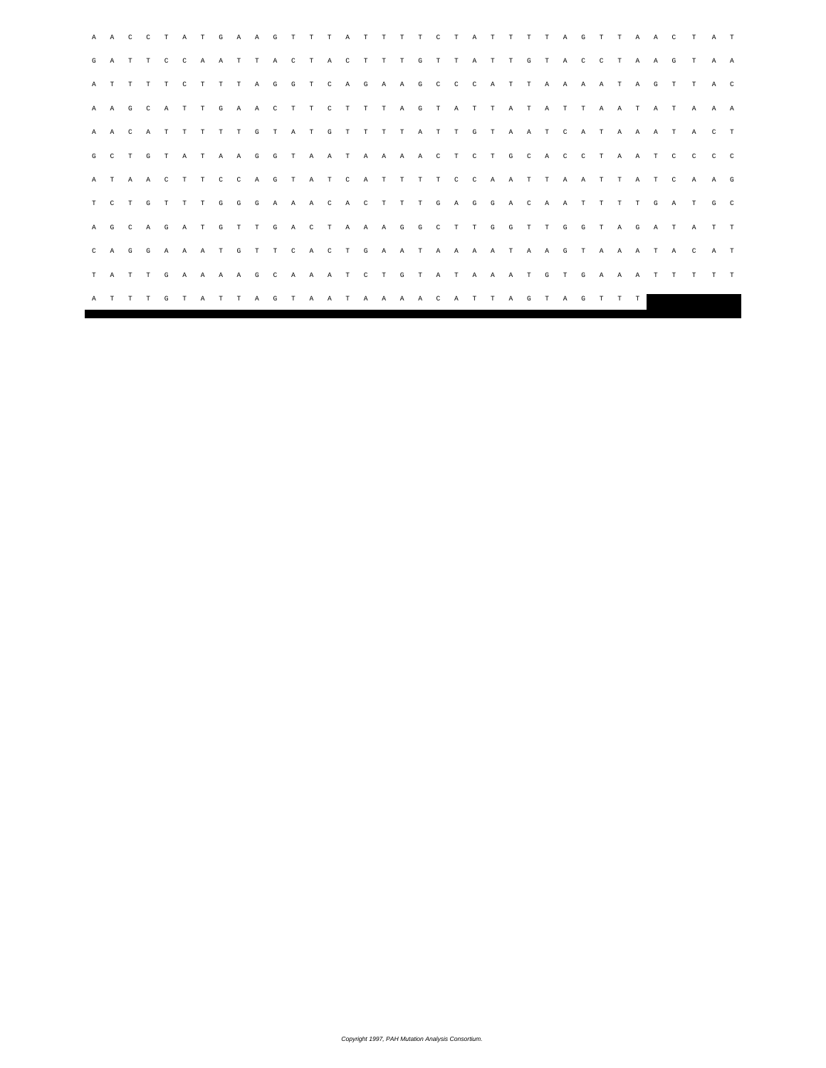A A C C T A T G A A G T T T A T T T T C T A T T T T A G T T A A C T A T

G A T T C C A A T T A C T A C T T T G T T A T T G T A C C T A A G T A A

A T T T T C T T T A G G T C A G A A G C C C A T T A A A A T A G T T A C

A A G C A T T G A A C T T C T T T A G T A T T A T A T T A A T A T A A A

A A C A T T T T T G T A T G T T T T A T T G T A A T C A T A A A T A C T

G C T G T A T A A G G T A A T A A A A C T C T G C A C C T A A T C C C C

A T A A C T T C C A G T A T C A T T T T C C A A T T A A T T A T C A A G

T C T G T T T G G G A A A C A C T T T G A G G A C A A T T T T G A T G C

A G C A G A T G T T G A C T A A A G G C T T G G T T G G T A G A T A T T

C A G G A A A T G T T C A C T G A A T A A A A T A A G T A A A T A C A T

T A T T G A A A A G C A A A T C T G T A T A A A T G T G A A A T T T T T

A T T T G T A T T A G T A A T A A A A C A T T A G T A G T T T